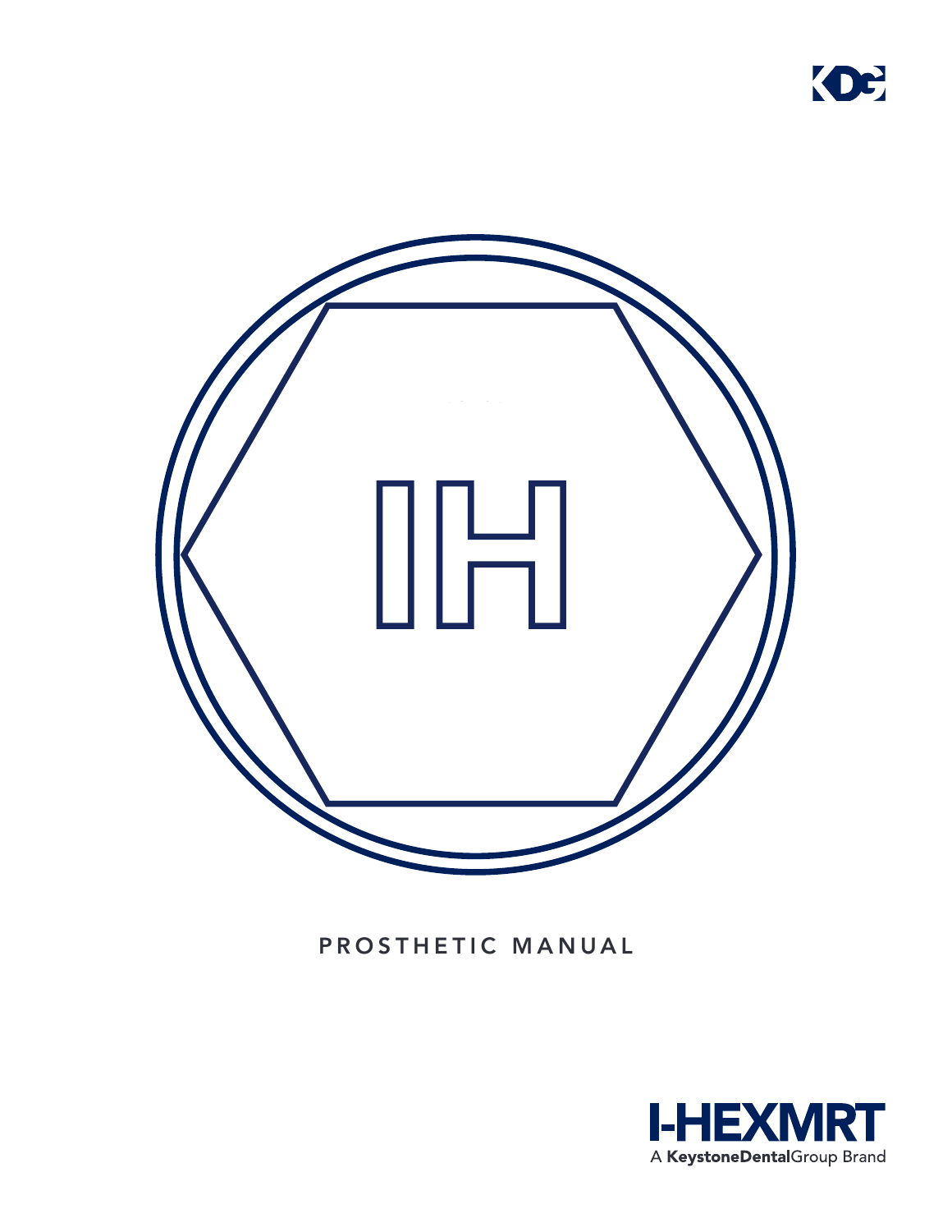KDG

IH

# PROSTHETIC MANUAL

I-HEXMRT

A KeystoneDentalGroup Brand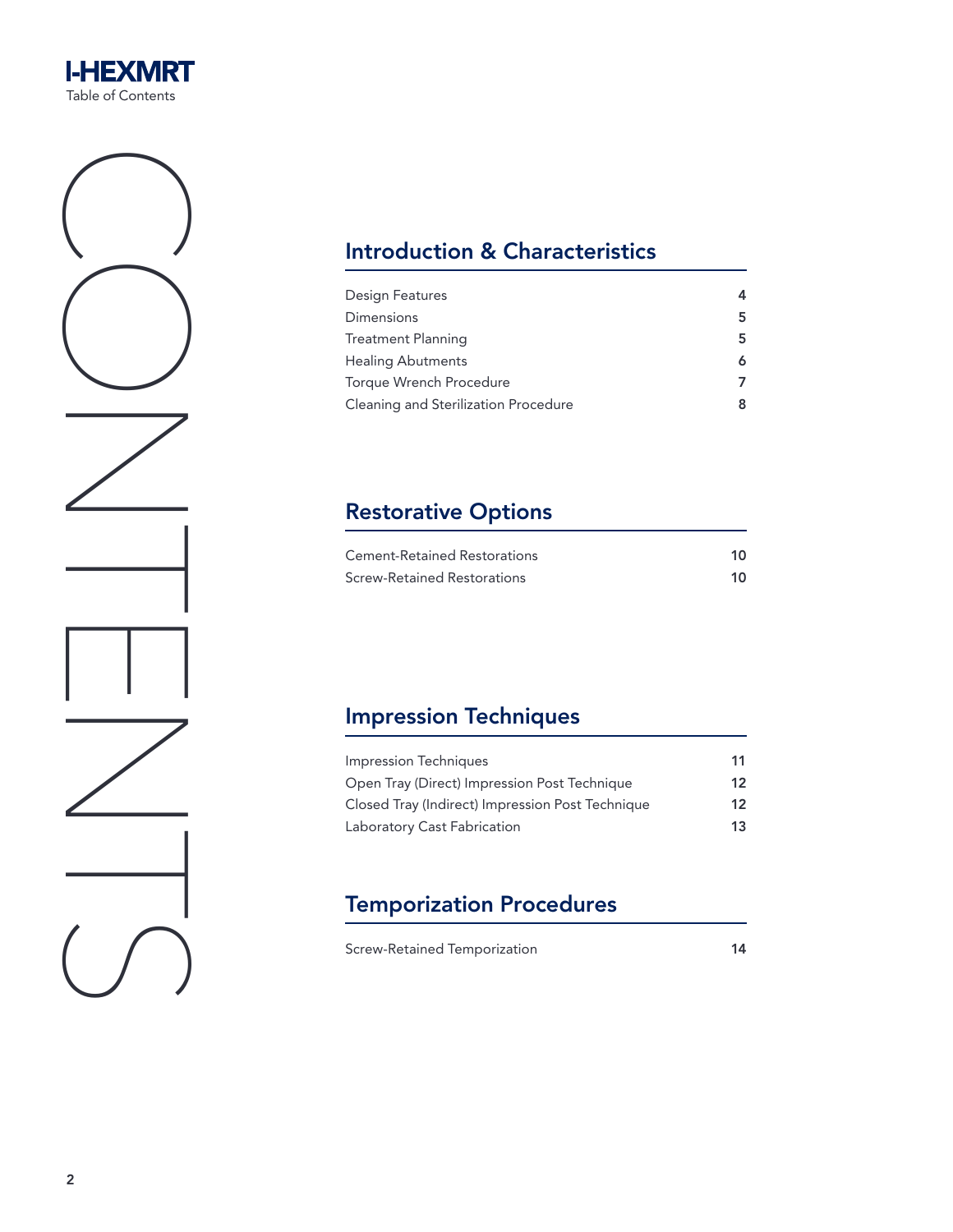# I-HEXMRT

Table of Contents

CONTENTS

## Introduction & Characteristics

| | |
|---|---|
| Design Features | 4 |
| Dimensions | 5 |
| Treatment Planning | 5 |
| Healing Abutments | 6 |
| Torque Wrench Procedure | 7 |
| Cleaning and Sterilization Procedure | 8 |

## Restorative Options

| | |
|---|---|
| Cement-Retained Restorations | 10 |
| Screw-Retained Restorations | 10 |

## Impression Techniques

| | |
|---|---|
| Impression Techniques | 11 |
| Open Tray (Direct) Impression Post Technique | 12 |
| Closed Tray (Indirect) Impression Post Technique | 12 |
| Laboratory Cast Fabrication | 13 |

## Temporization Procedures

| | |
|---|---|
| Screw-Retained Temporization | 14 |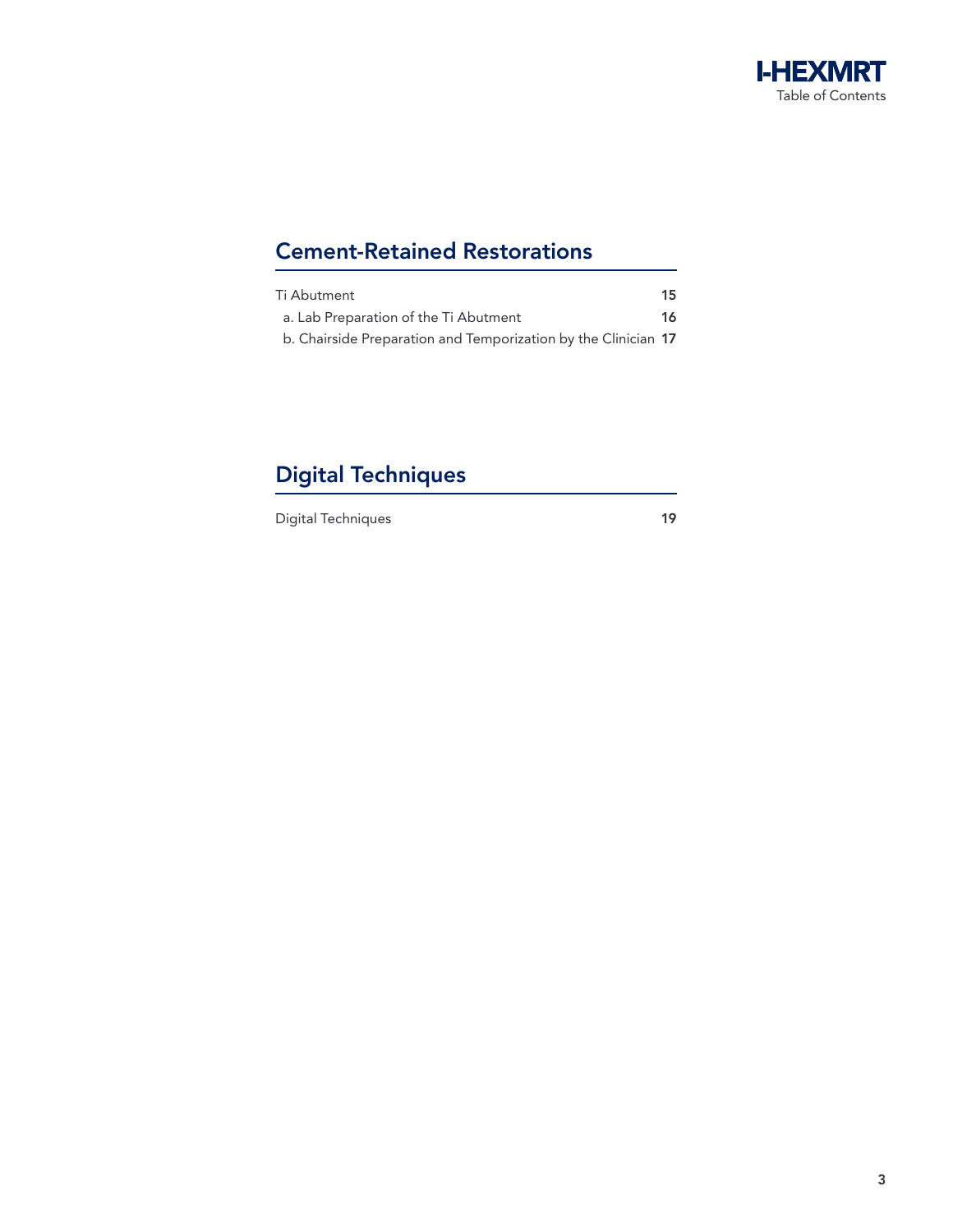## Cement-Retained Restorations

| | |
|---|---|
| Ti Abutment | **15** |
| a. Lab Preparation of the Ti Abutment | **16** |
| b. Chairside Preparation and Temporization by the Clinician | **17** |

## Digital Techniques

| | |
|---|---|
| Digital Techniques | **19** |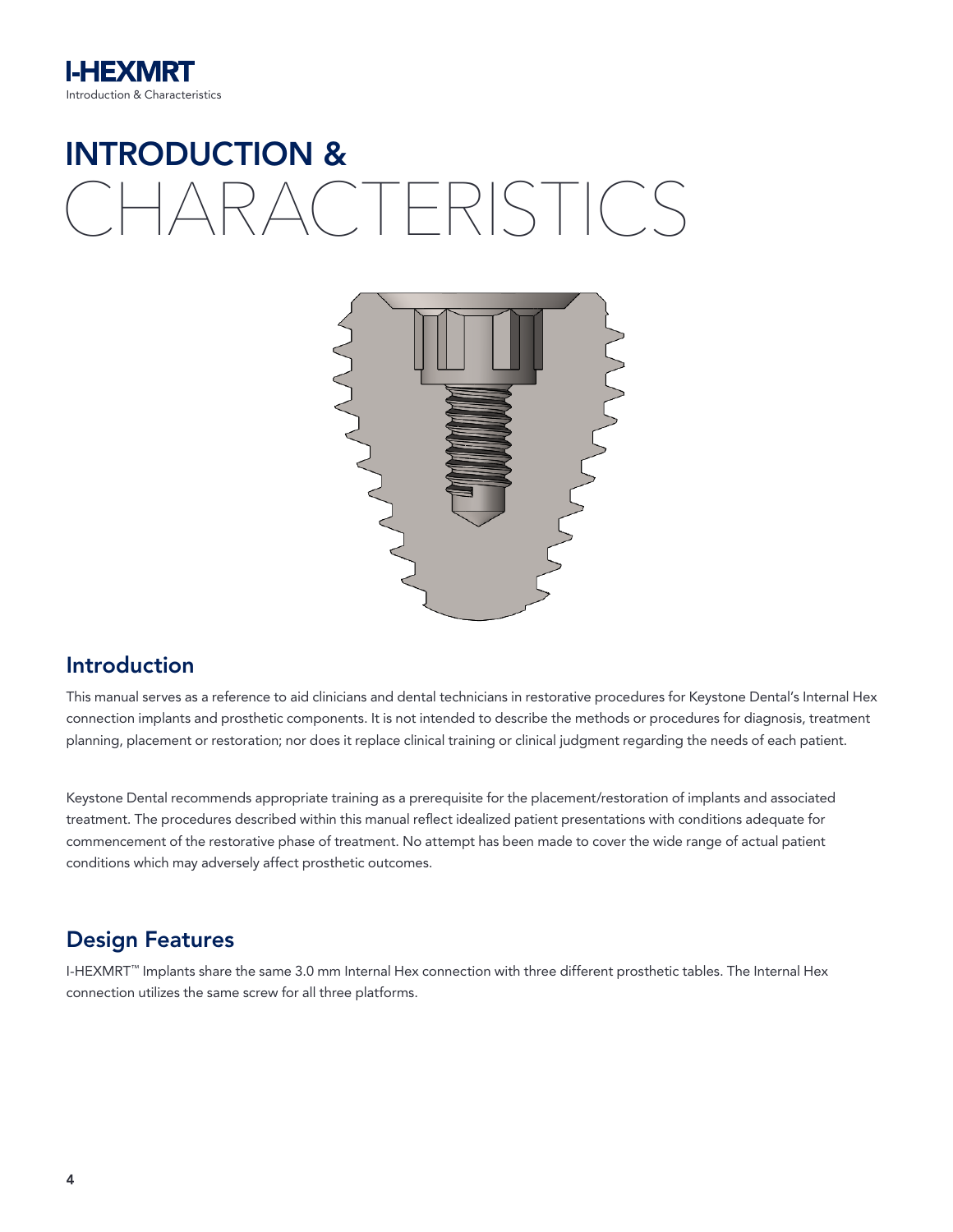# INTRODUCTION & CHARACTERISTICS

## Introduction

This manual serves as a reference to aid clinicians and dental technicians in restorative procedures for Keystone Dental's Internal Hex connection implants and prosthetic components. It is not intended to describe the methods or procedures for diagnosis, treatment planning, placement or restoration; nor does it replace clinical training or clinical judgment regarding the needs of each patient.

Keystone Dental recommends appropriate training as a prerequisite for the placement/restoration of implants and associated treatment. The procedures described within this manual reflect idealized patient presentations with conditions adequate for commencement of the restorative phase of treatment. No attempt has been made to cover the wide range of actual patient conditions which may adversely affect prosthetic outcomes.

## Design Features

I-HEXMRT™ Implants share the same 3.0 mm Internal Hex connection with three different prosthetic tables. The Internal Hex connection utilizes the same screw for all three platforms.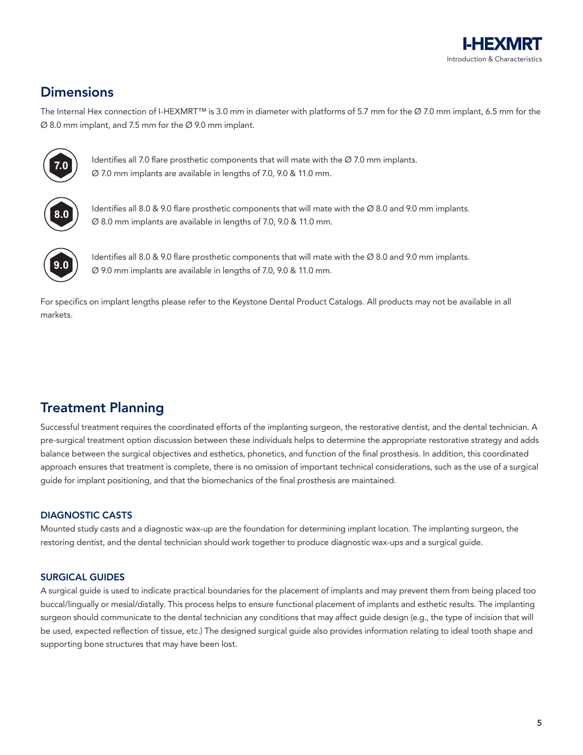## Dimensions

The Internal Hex connection of I-HEXMRT™ is 3.0 mm in diameter with platforms of 5.7 mm for the Ø 7.0 mm implant, 6.5 mm for the Ø 8.0 mm implant, and 7.5 mm for the Ø 9.0 mm implant.

**7.0** Identifies all 7.0 flare prosthetic components that will mate with the Ø 7.0 mm implants. Ø 7.0 mm implants are available in lengths of 7.0, 9.0 & 11.0 mm.

**8.0** Identifies all 8.0 & 9.0 flare prosthetic components that will mate with the Ø 8.0 and 9.0 mm implants. Ø 8.0 mm implants are available in lengths of 7.0, 9.0 & 11.0 mm.

**9.0** Identifies all 8.0 & 9.0 flare prosthetic components that will mate with the Ø 8.0 and 9.0 mm implants. Ø 9.0 mm implants are available in lengths of 7.0, 9.0 & 11.0 mm.

For specifics on implant lengths please refer to the Keystone Dental Product Catalogs. All products may not be available in all markets.

## Treatment Planning

Successful treatment requires the coordinated efforts of the implanting surgeon, the restorative dentist, and the dental technician. A pre-surgical treatment option discussion between these individuals helps to determine the appropriate restorative strategy and adds balance between the surgical objectives and esthetics, phonetics, and function of the final prosthesis. In addition, this coordinated approach ensures that treatment is complete, there is no omission of important technical considerations, such as the use of a surgical guide for implant positioning, and that the biomechanics of the final prosthesis are maintained.

### DIAGNOSTIC CASTS

Mounted study casts and a diagnostic wax-up are the foundation for determining implant location. The implanting surgeon, the restoring dentist, and the dental technician should work together to produce diagnostic wax-ups and a surgical guide.

### SURGICAL GUIDES

A surgical guide is used to indicate practical boundaries for the placement of implants and may prevent them from being placed too buccal/lingually or mesial/distally. This process helps to ensure functional placement of implants and esthetic results. The implanting surgeon should communicate to the dental technician any conditions that may affect guide design (e.g., the type of incision that will be used, expected reflection of tissue, etc.) The designed surgical guide also provides information relating to ideal tooth shape and supporting bone structures that may have been lost.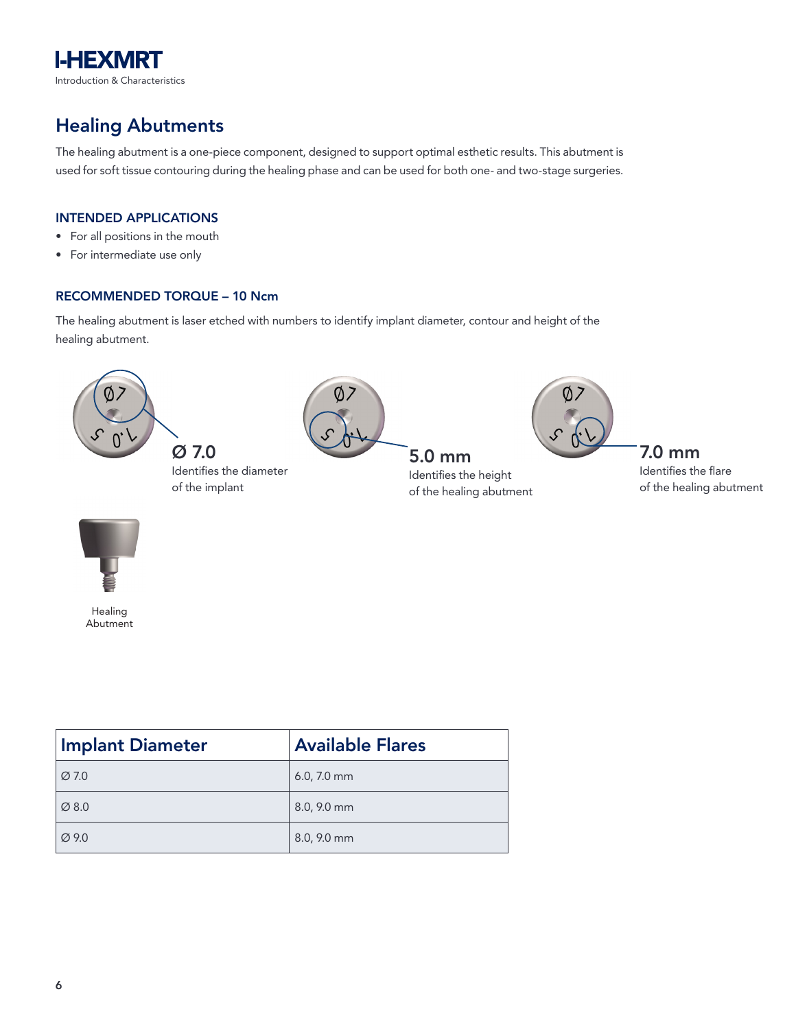## Healing Abutments

The healing abutment is a one-piece component, designed to support optimal esthetic results. This abutment is used for soft tissue contouring during the healing phase and can be used for both one- and two-stage surgeries.

### INTENDED APPLICATIONS

- For all positions in the mouth
- For intermediate use only

### RECOMMENDED TORQUE – 10 Ncm

The healing abutment is laser etched with numbers to identify implant diameter, contour and height of the healing abutment.

**Ø 7.0**
Identifies the diameter of the implant

**5.0 mm**
Identifies the height of the healing abutment

**7.0 mm**
Identifies the flare of the healing abutment

Healing Abutment

| Implant Diameter | Available Flares |
|---|---|
| Ø 7.0 | 6.0, 7.0 mm |
| Ø 8.0 | 8.0, 9.0 mm |
| Ø 9.0 | 8.0, 9.0 mm |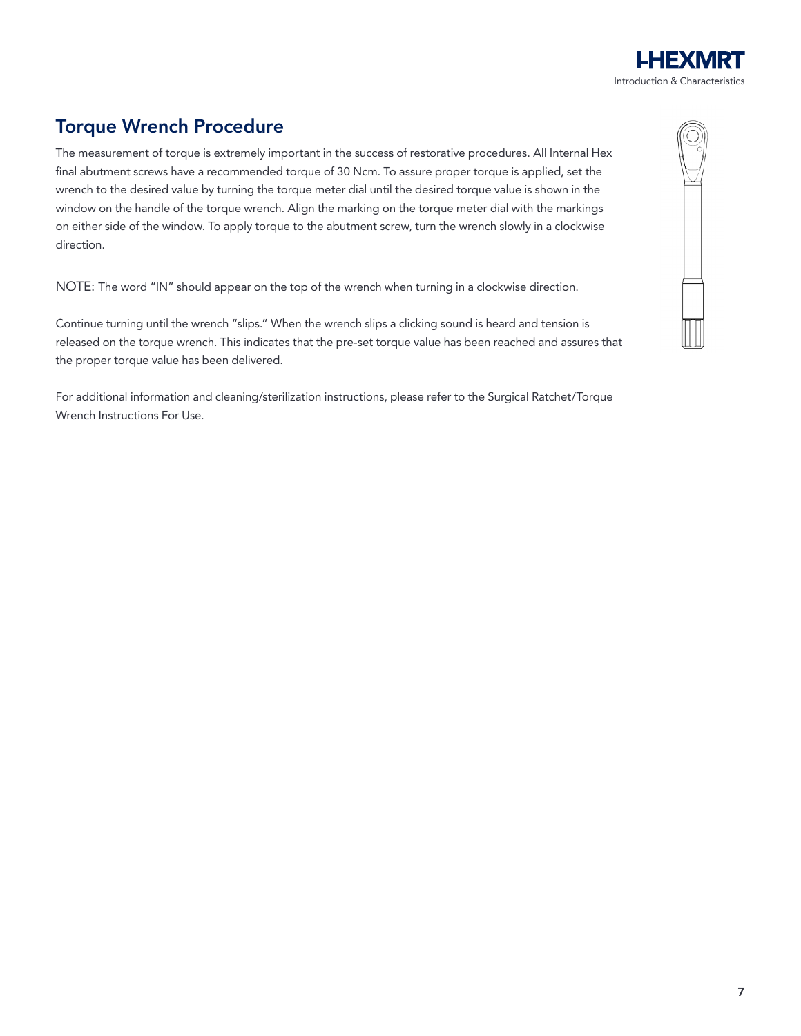## Torque Wrench Procedure

The measurement of torque is extremely important in the success of restorative procedures. All Internal Hex final abutment screws have a recommended torque of 30 Ncm. To assure proper torque is applied, set the wrench to the desired value by turning the torque meter dial until the desired torque value is shown in the window on the handle of the torque wrench. Align the marking on the torque meter dial with the markings on either side of the window. To apply torque to the abutment screw, turn the wrench slowly in a clockwise direction.

NOTE: The word "IN" should appear on the top of the wrench when turning in a clockwise direction.

Continue turning until the wrench "slips." When the wrench slips a clicking sound is heard and tension is released on the torque wrench. This indicates that the pre-set torque value has been reached and assures that the proper torque value has been delivered.

For additional information and cleaning/sterilization instructions, please refer to the Surgical Ratchet/Torque Wrench Instructions For Use.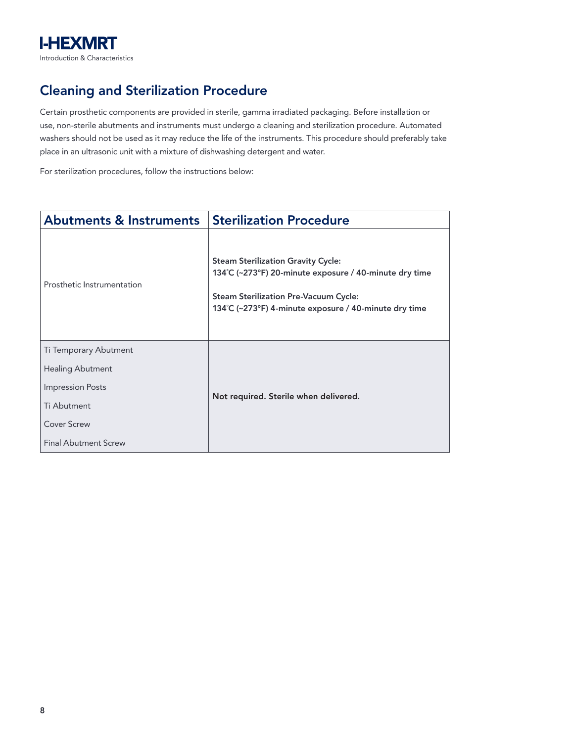## Cleaning and Sterilization Procedure

Certain prosthetic components are provided in sterile, gamma irradiated packaging. Before installation or use, non-sterile abutments and instruments must undergo a cleaning and sterilization procedure. Automated washers should not be used as it may reduce the life of the instruments. This procedure should preferably take place in an ultrasonic unit with a mixture of dishwashing detergent and water.

For sterilization procedures, follow the instructions below:

| Abutments & Instruments | Sterilization Procedure |
|---|---|
| Prosthetic Instrumentation | **Steam Sterilization Gravity Cycle:**<br>**134˚C (~273°F) 20-minute exposure / 40-minute dry time**<br><br>**Steam Sterilization Pre-Vacuum Cycle:**<br>**134˚C (~273°F) 4-minute exposure / 40-minute dry time** |
| Ti Temporary Abutment<br>Healing Abutment<br>Impression Posts<br>Ti Abutment<br>Cover Screw<br>Final Abutment Screw | **Not required. Sterile when delivered.** |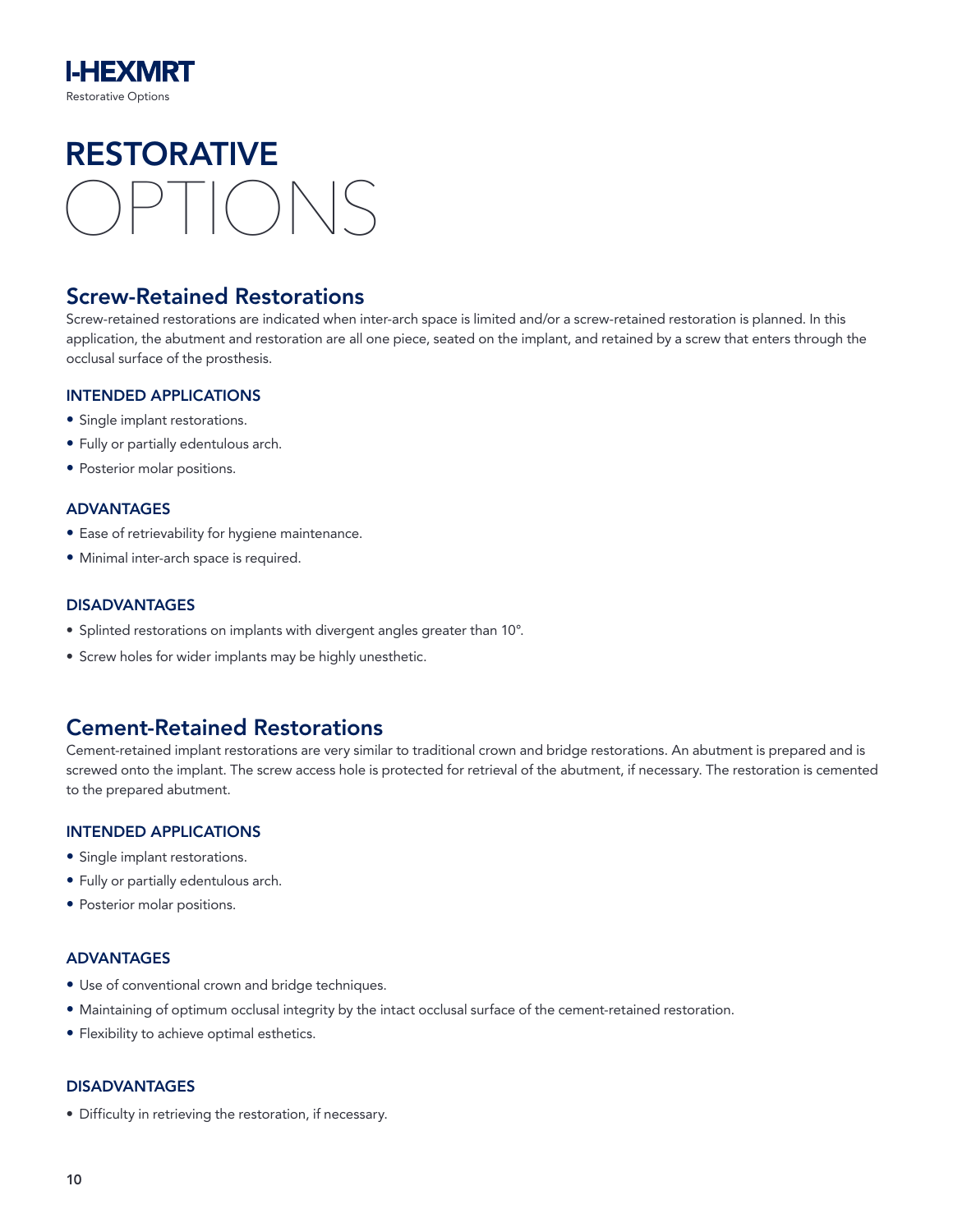# RESTORATIVE OPTIONS

## Screw-Retained Restorations

Screw-retained restorations are indicated when inter-arch space is limited and/or a screw-retained restoration is planned. In this application, the abutment and restoration are all one piece, seated on the implant, and retained by a screw that enters through the occlusal surface of the prosthesis.

### INTENDED APPLICATIONS

- Single implant restorations.
- Fully or partially edentulous arch.
- Posterior molar positions.

### ADVANTAGES

- Ease of retrievability for hygiene maintenance.
- Minimal inter-arch space is required.

### DISADVANTAGES

- Splinted restorations on implants with divergent angles greater than 10°.
- Screw holes for wider implants may be highly unesthetic.

## Cement-Retained Restorations

Cement-retained implant restorations are very similar to traditional crown and bridge restorations. An abutment is prepared and is screwed onto the implant. The screw access hole is protected for retrieval of the abutment, if necessary. The restoration is cemented to the prepared abutment.

### INTENDED APPLICATIONS

- Single implant restorations.
- Fully or partially edentulous arch.
- Posterior molar positions.

### ADVANTAGES

- Use of conventional crown and bridge techniques.
- Maintaining of optimum occlusal integrity by the intact occlusal surface of the cement-retained restoration.
- Flexibility to achieve optimal esthetics.

### DISADVANTAGES

- Difficulty in retrieving the restoration, if necessary.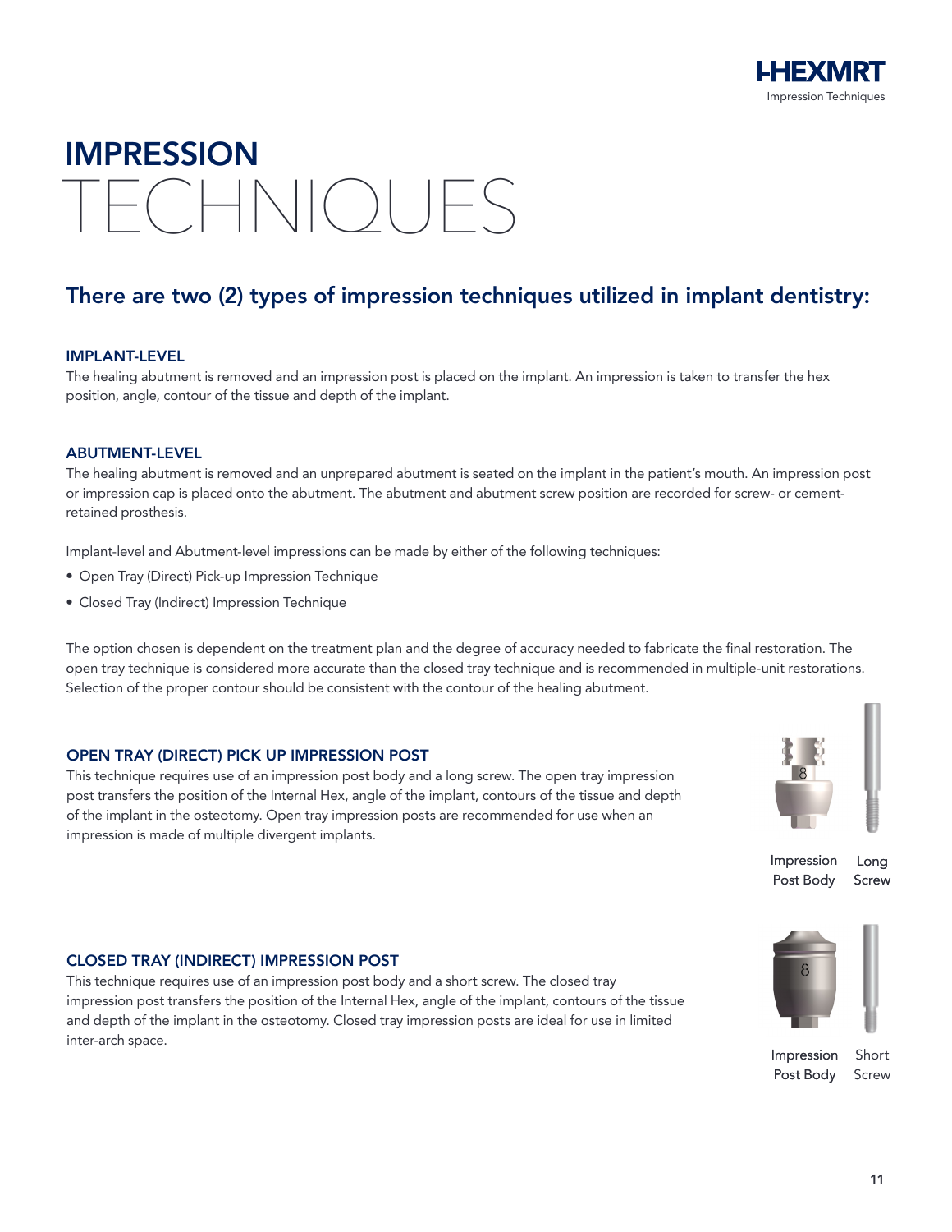// IMPRESSION TECHNIQUES

## There are two (2) types of impression techniques utilized in implant dentistry:

### IMPLANT-LEVEL

The healing abutment is removed and an impression post is placed on the implant. An impression is taken to transfer the hex position, angle, contour of the tissue and depth of the implant.

### ABUTMENT-LEVEL

The healing abutment is removed and an unprepared abutment is seated on the implant in the patient's mouth. An impression post or impression cap is placed onto the abutment. The abutment and abutment screw position are recorded for screw- or cement-retained prosthesis.

Implant-level and Abutment-level impressions can be made by either of the following techniques:

- Open Tray (Direct) Pick-up Impression Technique
- Closed Tray (Indirect) Impression Technique

The option chosen is dependent on the treatment plan and the degree of accuracy needed to fabricate the final restoration. The open tray technique is considered more accurate than the closed tray technique and is recommended in multiple-unit restorations. Selection of the proper contour should be consistent with the contour of the healing abutment.

### OPEN TRAY (DIRECT) PICK UP IMPRESSION POST

This technique requires use of an impression post body and a long screw. The open tray impression post transfers the position of the Internal Hex, angle of the implant, contours of the tissue and depth of the implant in the osteotomy. Open tray impression posts are recommended for use when an impression is made of multiple divergent implants.

Impression Post Body     Long Screw

### CLOSED TRAY (INDIRECT) IMPRESSION POST

This technique requires use of an impression post body and a short screw. The closed tray impression post transfers the position of the Internal Hex, angle of the implant, contours of the tissue and depth of the implant in the osteotomy. Closed tray impression posts are ideal for use in limited inter-arch space.

Impression Post Body     Short Screw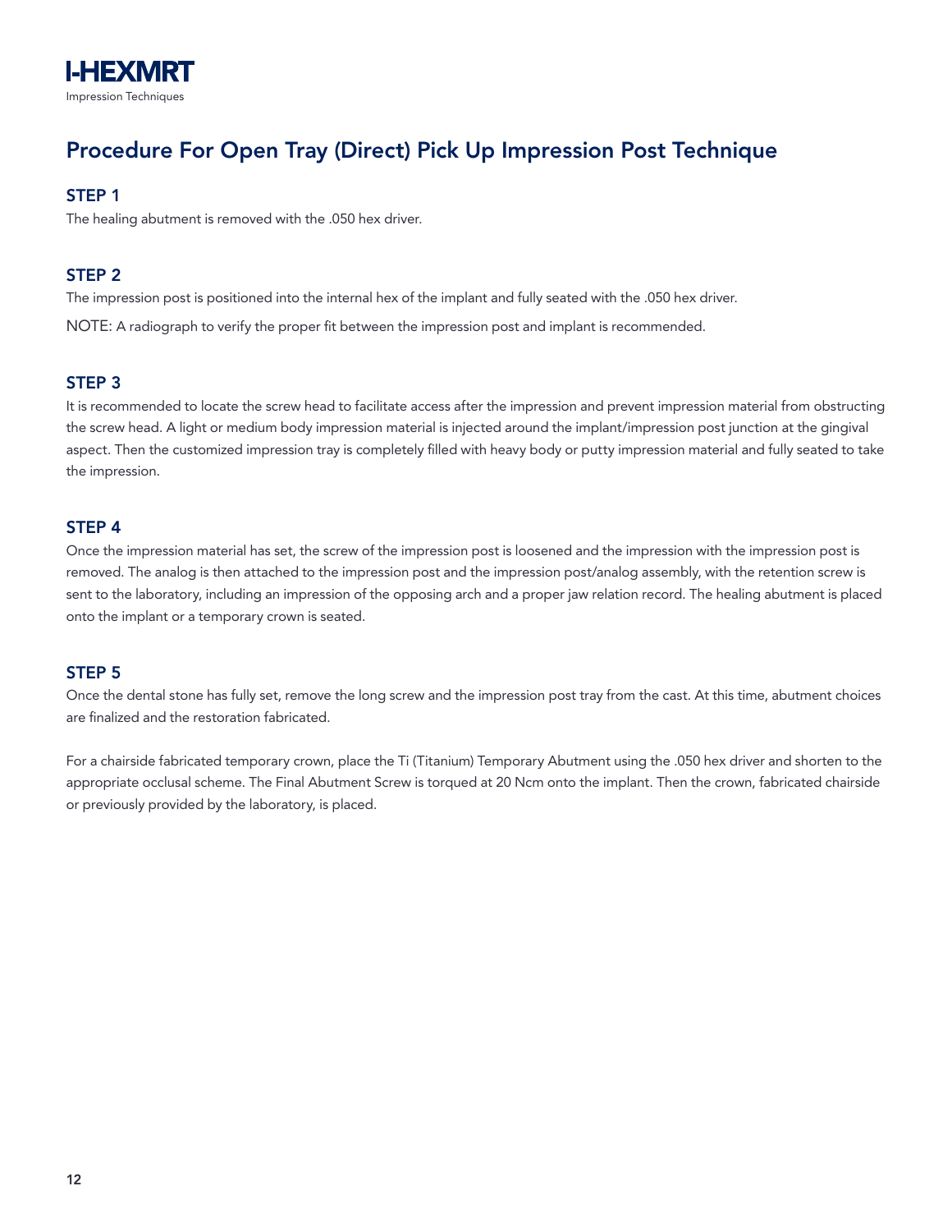# Procedure For Open Tray (Direct) Pick Up Impression Post Technique

### STEP 1

The healing abutment is removed with the .050 hex driver.

### STEP 2

The impression post is positioned into the internal hex of the implant and fully seated with the .050 hex driver.

NOTE: A radiograph to verify the proper fit between the impression post and implant is recommended.

### STEP 3

It is recommended to locate the screw head to facilitate access after the impression and prevent impression material from obstructing the screw head. A light or medium body impression material is injected around the implant/impression post junction at the gingival aspect. Then the customized impression tray is completely filled with heavy body or putty impression material and fully seated to take the impression.

### STEP 4

Once the impression material has set, the screw of the impression post is loosened and the impression with the impression post is removed. The analog is then attached to the impression post and the impression post/analog assembly, with the retention screw is sent to the laboratory, including an impression of the opposing arch and a proper jaw relation record. The healing abutment is placed onto the implant or a temporary crown is seated.

### STEP 5

Once the dental stone has fully set, remove the long screw and the impression post tray from the cast. At this time, abutment choices are finalized and the restoration fabricated.

For a chairside fabricated temporary crown, place the Ti (Titanium) Temporary Abutment using the .050 hex driver and shorten to the appropriate occlusal scheme. The Final Abutment Screw is torqued at 20 Ncm onto the implant. Then the crown, fabricated chairside or previously provided by the laboratory, is placed.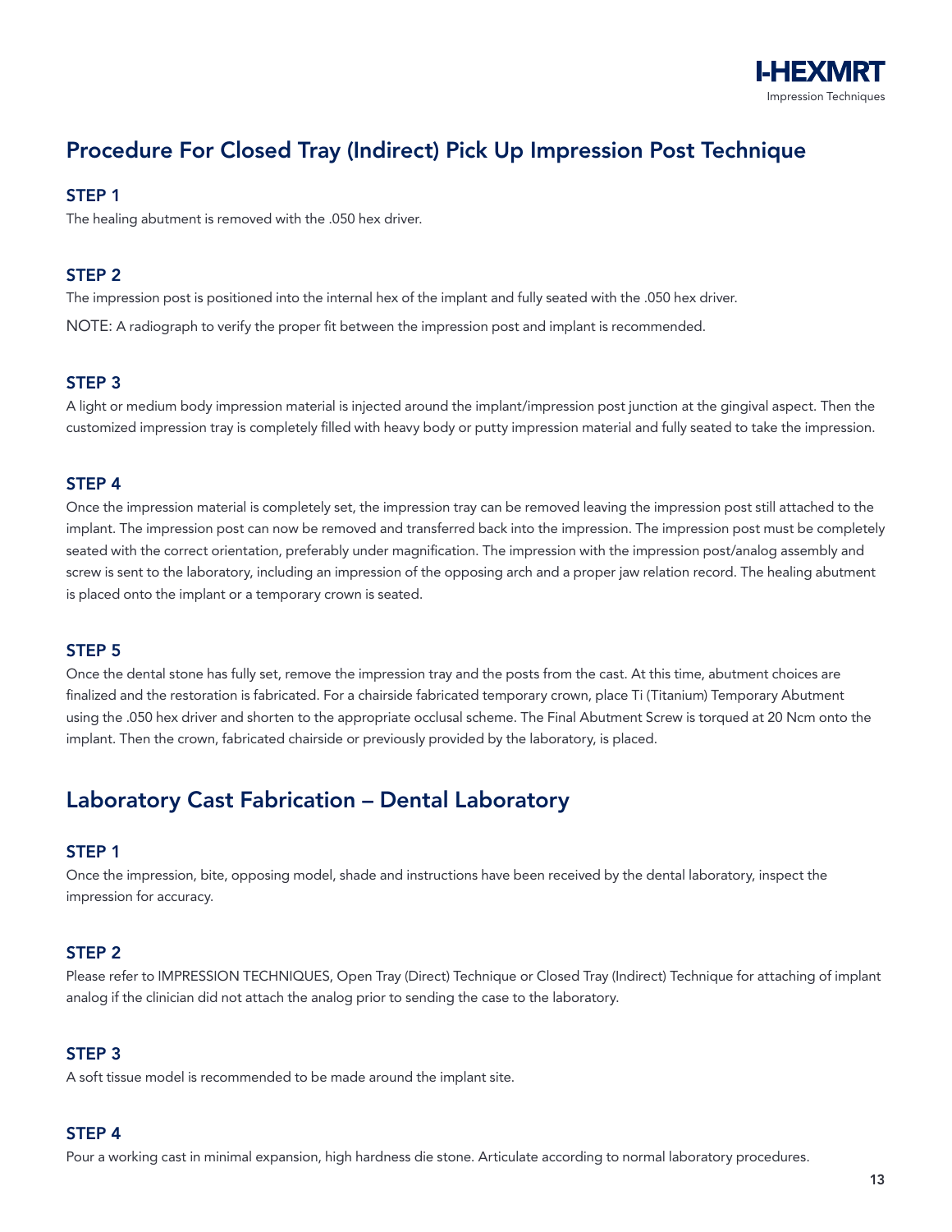## Procedure For Closed Tray (Indirect) Pick Up Impression Post Technique

### STEP 1

The healing abutment is removed with the .050 hex driver.

### STEP 2

The impression post is positioned into the internal hex of the implant and fully seated with the .050 hex driver.

NOTE: A radiograph to verify the proper fit between the impression post and implant is recommended.

### STEP 3

A light or medium body impression material is injected around the implant/impression post junction at the gingival aspect. Then the customized impression tray is completely filled with heavy body or putty impression material and fully seated to take the impression.

### STEP 4

Once the impression material is completely set, the impression tray can be removed leaving the impression post still attached to the implant. The impression post can now be removed and transferred back into the impression. The impression post must be completely seated with the correct orientation, preferably under magnification. The impression with the impression post/analog assembly and screw is sent to the laboratory, including an impression of the opposing arch and a proper jaw relation record. The healing abutment is placed onto the implant or a temporary crown is seated.

### STEP 5

Once the dental stone has fully set, remove the impression tray and the posts from the cast. At this time, abutment choices are finalized and the restoration is fabricated. For a chairside fabricated temporary crown, place Ti (Titanium) Temporary Abutment using the .050 hex driver and shorten to the appropriate occlusal scheme. The Final Abutment Screw is torqued at 20 Ncm onto the implant. Then the crown, fabricated chairside or previously provided by the laboratory, is placed.

## Laboratory Cast Fabrication – Dental Laboratory

### STEP 1

Once the impression, bite, opposing model, shade and instructions have been received by the dental laboratory, inspect the impression for accuracy.

### STEP 2

Please refer to IMPRESSION TECHNIQUES, Open Tray (Direct) Technique or Closed Tray (Indirect) Technique for attaching of implant analog if the clinician did not attach the analog prior to sending the case to the laboratory.

### STEP 3

A soft tissue model is recommended to be made around the implant site.

### STEP 4

Pour a working cast in minimal expansion, high hardness die stone. Articulate according to normal laboratory procedures.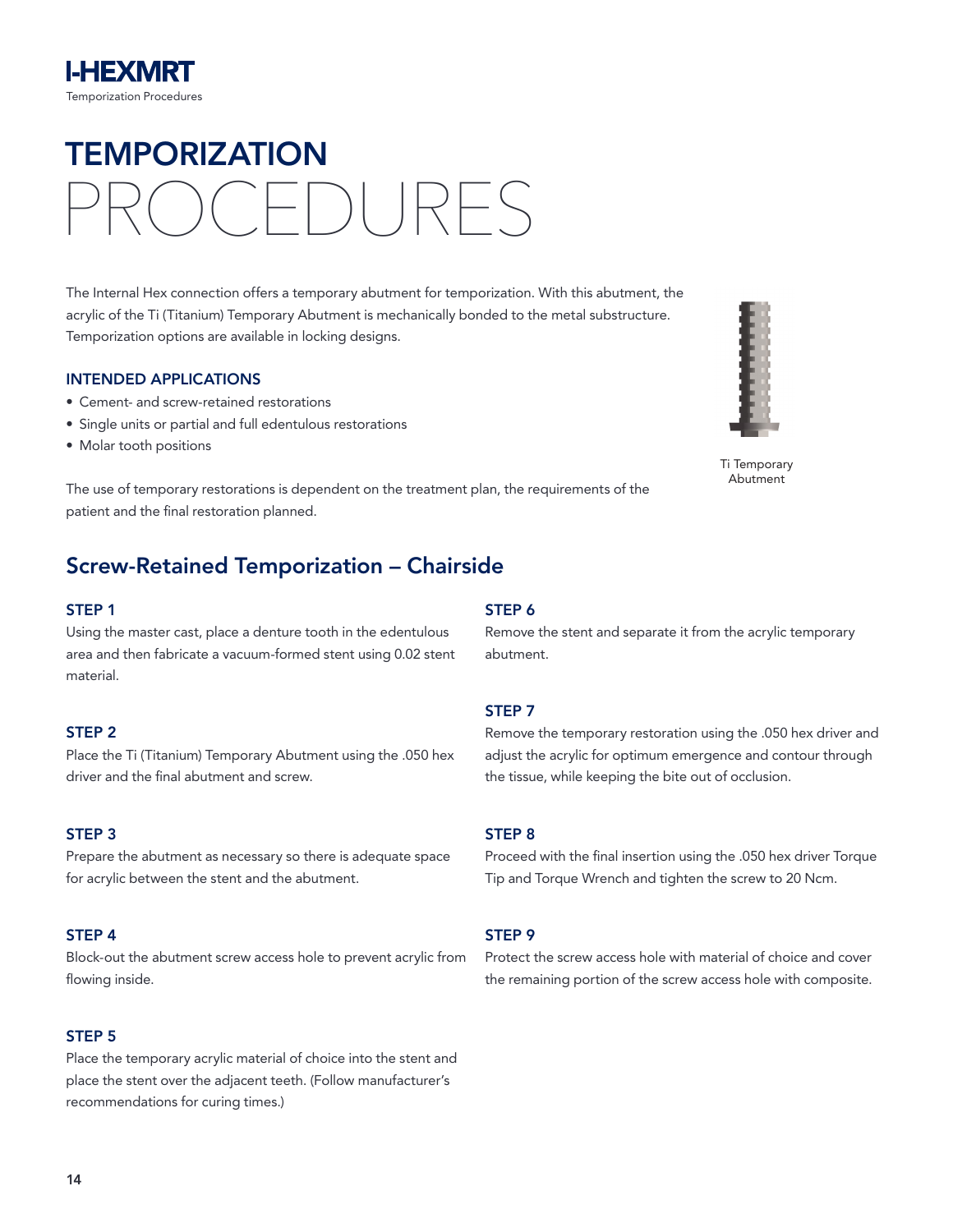# TEMPORIZATION PROCEDURES

The Internal Hex connection offers a temporary abutment for temporization. With this abutment, the acrylic of the Ti (Titanium) Temporary Abutment is mechanically bonded to the metal substructure. Temporization options are available in locking designs.

### INTENDED APPLICATIONS

- Cement- and screw-retained restorations
- Single units or partial and full edentulous restorations
- Molar tooth positions

Ti Temporary Abutment

The use of temporary restorations is dependent on the treatment plan, the requirements of the patient and the final restoration planned.

## Screw-Retained Temporization – Chairside

### STEP 1

Using the master cast, place a denture tooth in the edentulous area and then fabricate a vacuum-formed stent using 0.02 stent material.

### STEP 2

Place the Ti (Titanium) Temporary Abutment using the .050 hex driver and the final abutment and screw.

### STEP 3

Prepare the abutment as necessary so there is adequate space for acrylic between the stent and the abutment.

### STEP 4

Block-out the abutment screw access hole to prevent acrylic from flowing inside.

### STEP 5

Place the temporary acrylic material of choice into the stent and place the stent over the adjacent teeth. (Follow manufacturer's recommendations for curing times.)

### STEP 6

Remove the stent and separate it from the acrylic temporary abutment.

### STEP 7

Remove the temporary restoration using the .050 hex driver and adjust the acrylic for optimum emergence and contour through the tissue, while keeping the bite out of occlusion.

### STEP 8

Proceed with the final insertion using the .050 hex driver Torque Tip and Torque Wrench and tighten the screw to 20 Ncm.

### STEP 9

Protect the screw access hole with material of choice and cover the remaining portion of the screw access hole with composite.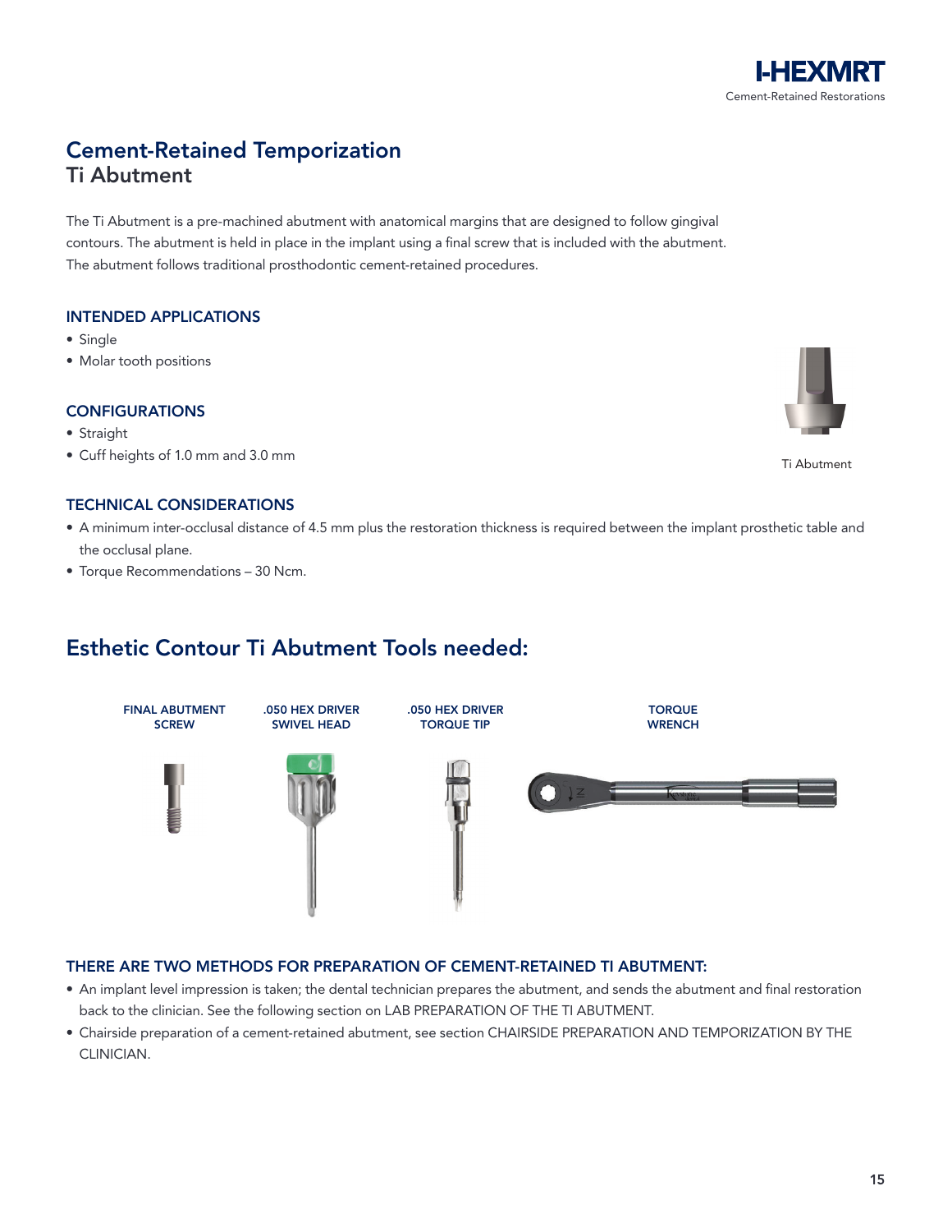# Cement-Retained Temporization

## Ti Abutment

The Ti Abutment is a pre-machined abutment with anatomical margins that are designed to follow gingival contours. The abutment is held in place in the implant using a final screw that is included with the abutment. The abutment follows traditional prosthodontic cement-retained procedures.

### INTENDED APPLICATIONS

- Single
- Molar tooth positions

### CONFIGURATIONS

- Straight
- Cuff heights of 1.0 mm and 3.0 mm

Ti Abutment

### TECHNICAL CONSIDERATIONS

- A minimum inter-occlusal distance of 4.5 mm plus the restoration thickness is required between the implant prosthetic table and the occlusal plane.
- Torque Recommendations – 30 Ncm.

## Esthetic Contour Ti Abutment Tools needed:

FINAL ABUTMENT SCREW

.050 HEX DRIVER SWIVEL HEAD

.050 HEX DRIVER TORQUE TIP

TORQUE WRENCH

### THERE ARE TWO METHODS FOR PREPARATION OF CEMENT-RETAINED TI ABUTMENT:

- An implant level impression is taken; the dental technician prepares the abutment, and sends the abutment and final restoration back to the clinician. See the following section on LAB PREPARATION OF THE TI ABUTMENT.
- Chairside preparation of a cement-retained abutment, see section CHAIRSIDE PREPARATION AND TEMPORIZATION BY THE CLINICIAN.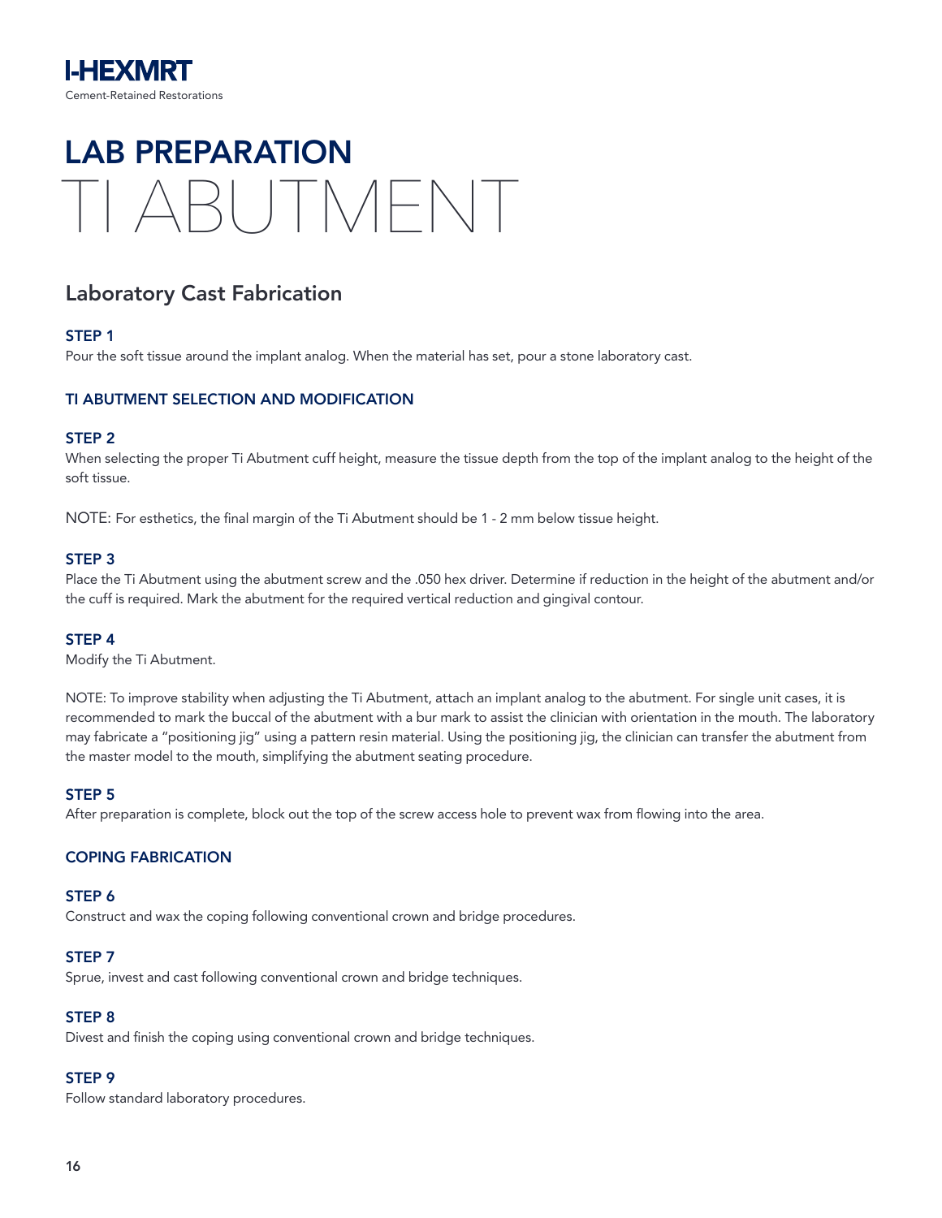**I-HEXMRT**

Cement-Retained Restorations

# LAB PREPARATION
# TI ABUTMENT

## Laboratory Cast Fabrication

### STEP 1

Pour the soft tissue around the implant analog. When the material has set, pour a stone laboratory cast.

### TI ABUTMENT SELECTION AND MODIFICATION

### STEP 2

When selecting the proper Ti Abutment cuff height, measure the tissue depth from the top of the implant analog to the height of the soft tissue.

NOTE: For esthetics, the final margin of the Ti Abutment should be 1 - 2 mm below tissue height.

### STEP 3

Place the Ti Abutment using the abutment screw and the .050 hex driver. Determine if reduction in the height of the abutment and/or the cuff is required. Mark the abutment for the required vertical reduction and gingival contour.

### STEP 4

Modify the Ti Abutment.

NOTE: To improve stability when adjusting the Ti Abutment, attach an implant analog to the abutment. For single unit cases, it is recommended to mark the buccal of the abutment with a bur mark to assist the clinician with orientation in the mouth. The laboratory may fabricate a "positioning jig" using a pattern resin material. Using the positioning jig, the clinician can transfer the abutment from the master model to the mouth, simplifying the abutment seating procedure.

### STEP 5

After preparation is complete, block out the top of the screw access hole to prevent wax from flowing into the area.

### COPING FABRICATION

### STEP 6

Construct and wax the coping following conventional crown and bridge procedures.

### STEP 7

Sprue, invest and cast following conventional crown and bridge techniques.

### STEP 8

Divest and finish the coping using conventional crown and bridge techniques.

### STEP 9

Follow standard laboratory procedures.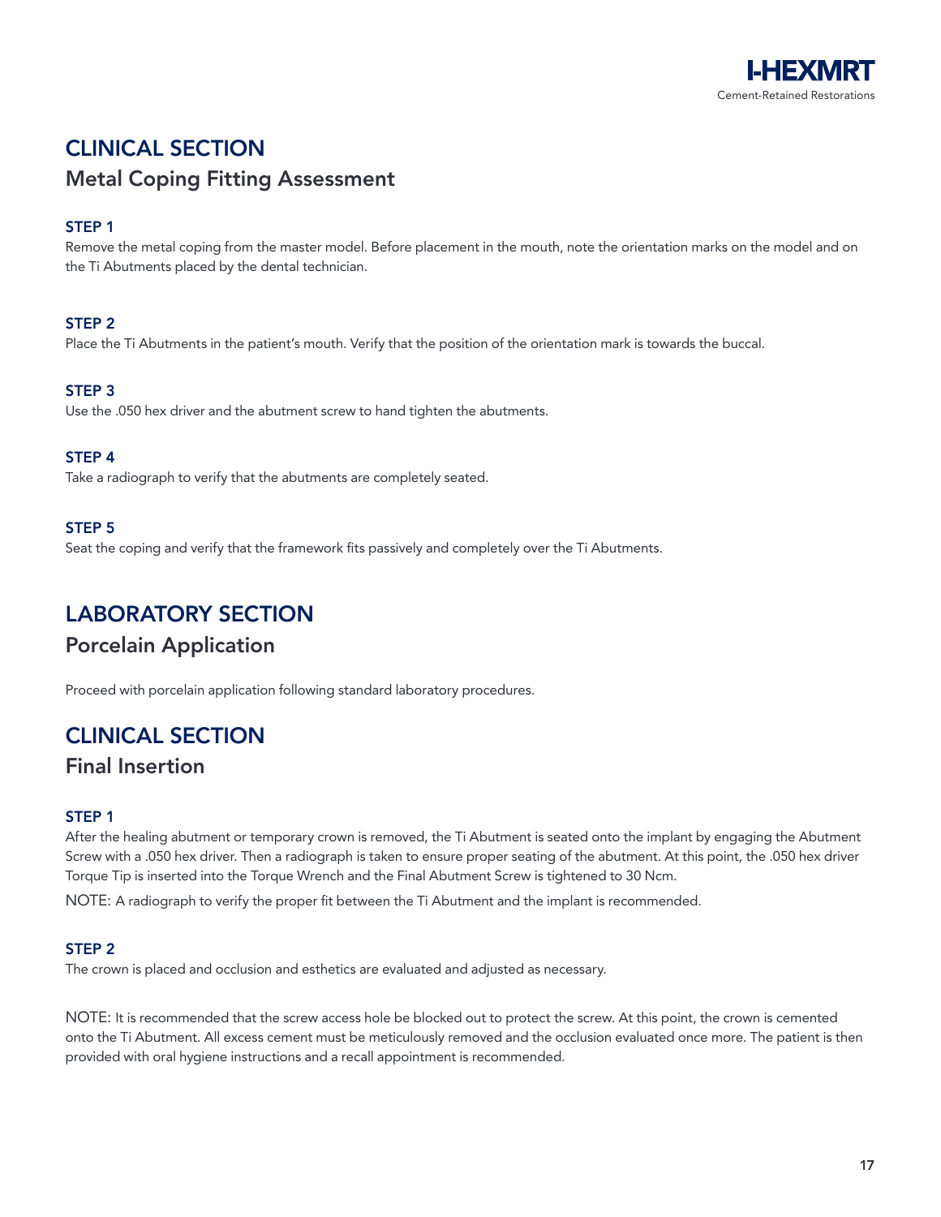## CLINICAL SECTION

### Metal Coping Fitting Assessment

**STEP 1**

Remove the metal coping from the master model. Before placement in the mouth, note the orientation marks on the model and on the Ti Abutments placed by the dental technician.

**STEP 2**

Place the Ti Abutments in the patient's mouth. Verify that the position of the orientation mark is towards the buccal.

**STEP 3**

Use the .050 hex driver and the abutment screw to hand tighten the abutments.

**STEP 4**

Take a radiograph to verify that the abutments are completely seated.

**STEP 5**

Seat the coping and verify that the framework fits passively and completely over the Ti Abutments.

## LABORATORY SECTION

### Porcelain Application

Proceed with porcelain application following standard laboratory procedures.

## CLINICAL SECTION

### Final Insertion

**STEP 1**

After the healing abutment or temporary crown is removed, the Ti Abutment is seated onto the implant by engaging the Abutment Screw with a .050 hex driver. Then a radiograph is taken to ensure proper seating of the abutment. At this point, the .050 hex driver Torque Tip is inserted into the Torque Wrench and the Final Abutment Screw is tightened to 30 Ncm.

NOTE: A radiograph to verify the proper fit between the Ti Abutment and the implant is recommended.

**STEP 2**

The crown is placed and occlusion and esthetics are evaluated and adjusted as necessary.

NOTE: It is recommended that the screw access hole be blocked out to protect the screw. At this point, the crown is cemented onto the Ti Abutment. All excess cement must be meticulously removed and the occlusion evaluated once more. The patient is then provided with oral hygiene instructions and a recall appointment is recommended.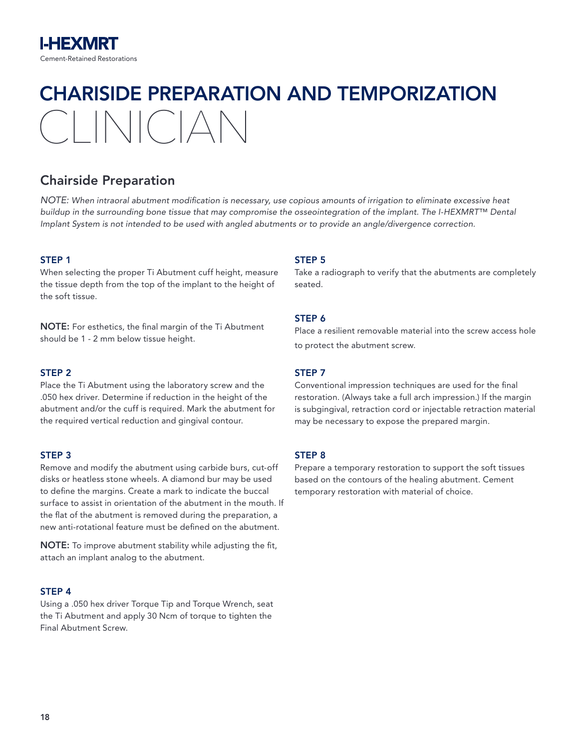# CHARISIDE PREPARATION AND TEMPORIZATION

# CLINICIAN

## Chairside Preparation

*NOTE: When intraoral abutment modification is necessary, use copious amounts of irrigation to eliminate excessive heat buildup in the surrounding bone tissue that may compromise the osseointegration of the implant. The I-HEXMRT™ Dental Implant System is not intended to be used with angled abutments or to provide an angle/divergence correction.*

### STEP 1

When selecting the proper Ti Abutment cuff height, measure the tissue depth from the top of the implant to the height of the soft tissue.

**NOTE:** For esthetics, the final margin of the Ti Abutment should be 1 - 2 mm below tissue height.

### STEP 2

Place the Ti Abutment using the laboratory screw and the .050 hex driver. Determine if reduction in the height of the abutment and/or the cuff is required. Mark the abutment for the required vertical reduction and gingival contour.

### STEP 3

Remove and modify the abutment using carbide burs, cut-off disks or heatless stone wheels. A diamond bur may be used to define the margins. Create a mark to indicate the buccal surface to assist in orientation of the abutment in the mouth. If the flat of the abutment is removed during the preparation, a new anti-rotational feature must be defined on the abutment.

**NOTE:** To improve abutment stability while adjusting the fit, attach an implant analog to the abutment.

### STEP 4

Using a .050 hex driver Torque Tip and Torque Wrench, seat the Ti Abutment and apply 30 Ncm of torque to tighten the Final Abutment Screw.

### STEP 5

Take a radiograph to verify that the abutments are completely seated.

### STEP 6

Place a resilient removable material into the screw access hole to protect the abutment screw.

### STEP 7

Conventional impression techniques are used for the final restoration. (Always take a full arch impression.) If the margin is subgingival, retraction cord or injectable retraction material may be necessary to expose the prepared margin.

### STEP 8

Prepare a temporary restoration to support the soft tissues based on the contours of the healing abutment. Cement temporary restoration with material of choice.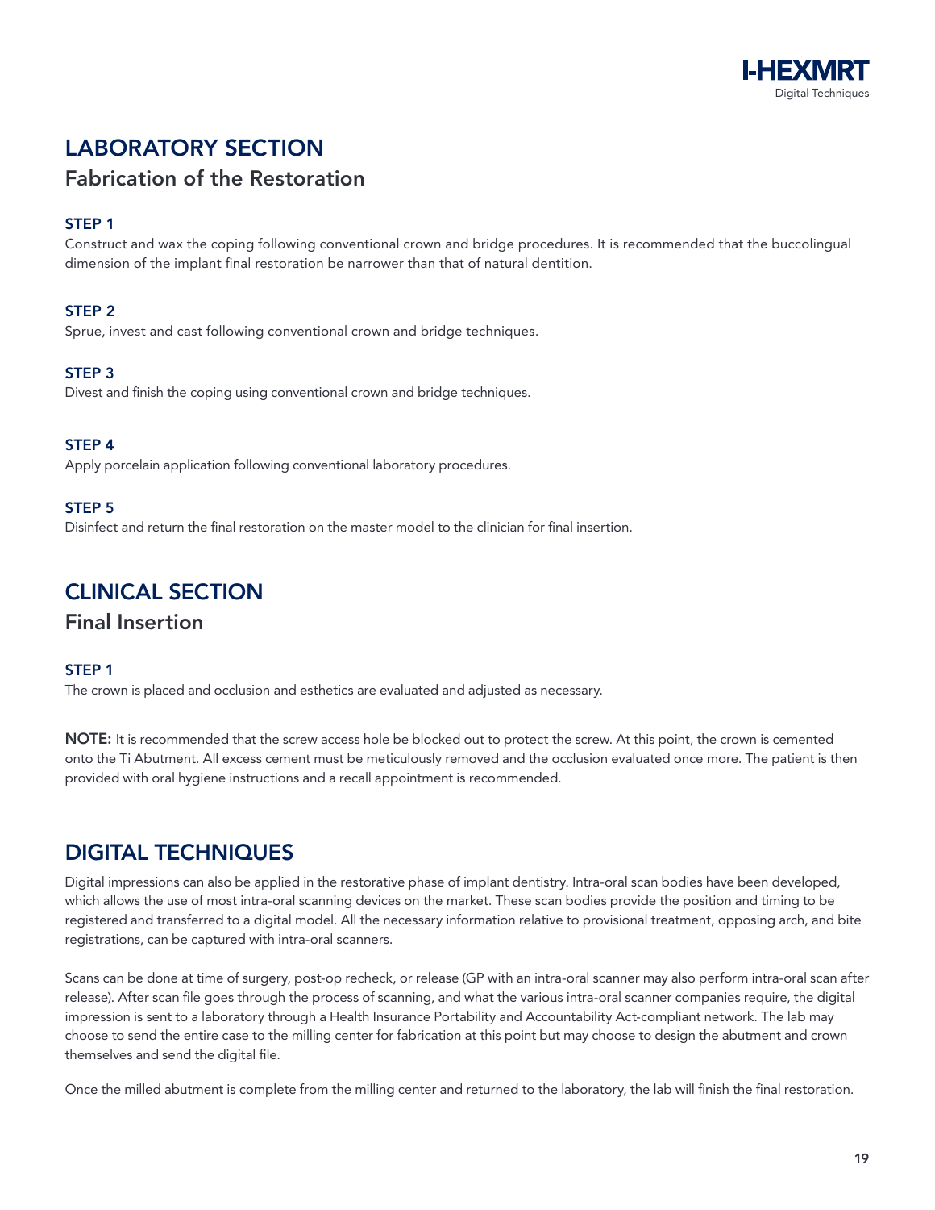## LABORATORY SECTION

### Fabrication of the Restoration

**STEP 1**

Construct and wax the coping following conventional crown and bridge procedures. It is recommended that the buccolingual dimension of the implant final restoration be narrower than that of natural dentition.

**STEP 2**

Sprue, invest and cast following conventional crown and bridge techniques.

**STEP 3**

Divest and finish the coping using conventional crown and bridge techniques.

**STEP 4**

Apply porcelain application following conventional laboratory procedures.

**STEP 5**

Disinfect and return the final restoration on the master model to the clinician for final insertion.

## CLINICAL SECTION

### Final Insertion

**STEP 1**

The crown is placed and occlusion and esthetics are evaluated and adjusted as necessary.

**NOTE:** It is recommended that the screw access hole be blocked out to protect the screw. At this point, the crown is cemented onto the Ti Abutment. All excess cement must be meticulously removed and the occlusion evaluated once more. The patient is then provided with oral hygiene instructions and a recall appointment is recommended.

## DIGITAL TECHNIQUES

Digital impressions can also be applied in the restorative phase of implant dentistry. Intra-oral scan bodies have been developed, which allows the use of most intra-oral scanning devices on the market. These scan bodies provide the position and timing to be registered and transferred to a digital model. All the necessary information relative to provisional treatment, opposing arch, and bite registrations, can be captured with intra-oral scanners.

Scans can be done at time of surgery, post-op recheck, or release (GP with an intra-oral scanner may also perform intra-oral scan after release). After scan file goes through the process of scanning, and what the various intra-oral scanner companies require, the digital impression is sent to a laboratory through a Health Insurance Portability and Accountability Act-compliant network. The lab may choose to send the entire case to the milling center for fabrication at this point but may choose to design the abutment and crown themselves and send the digital file.

Once the milled abutment is complete from the milling center and returned to the laboratory, the lab will finish the final restoration.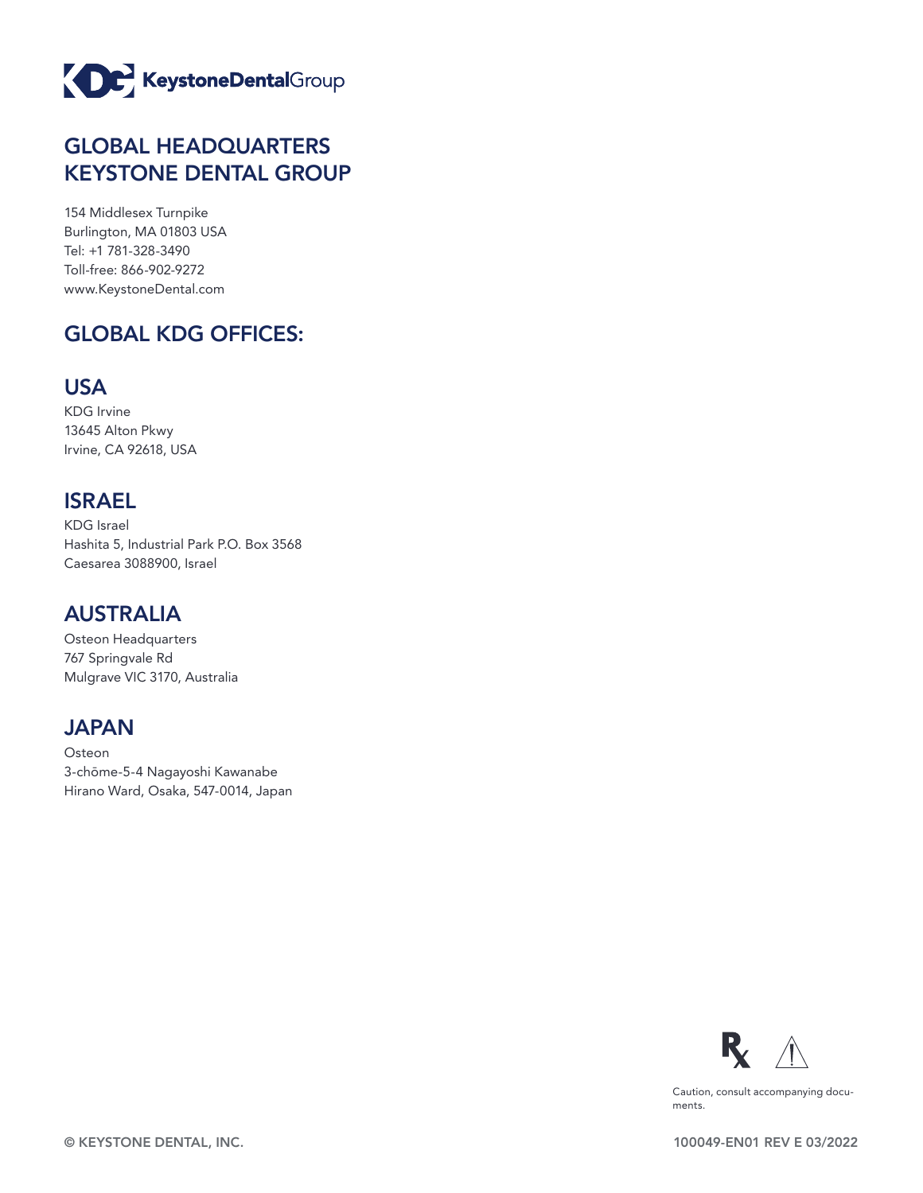KeystoneDentalGroup

# GLOBAL HEADQUARTERS KEYSTONE DENTAL GROUP

154 Middlesex Turnpike
Burlington, MA 01803 USA
Tel: +1 781-328-3490
Toll-free: 866-902-9272
www.KeystoneDental.com

## GLOBAL KDG OFFICES:

### USA

KDG Irvine
13645 Alton Pkwy
Irvine, CA 92618, USA

### ISRAEL

KDG Israel
Hashita 5, Industrial Park P.O. Box 3568
Caesarea 3088900, Israel

### AUSTRALIA

Osteon Headquarters
767 Springvale Rd
Mulgrave VIC 3170, Australia

### JAPAN

Osteon
3-chōme-5-4 Nagayoshi Kawanabe
Hirano Ward, Osaka, 547-0014, Japan

Rx ⚠

Caution, consult accompanying documents.

© KEYSTONE DENTAL, INC.

100049-EN01 REV E 03/2022